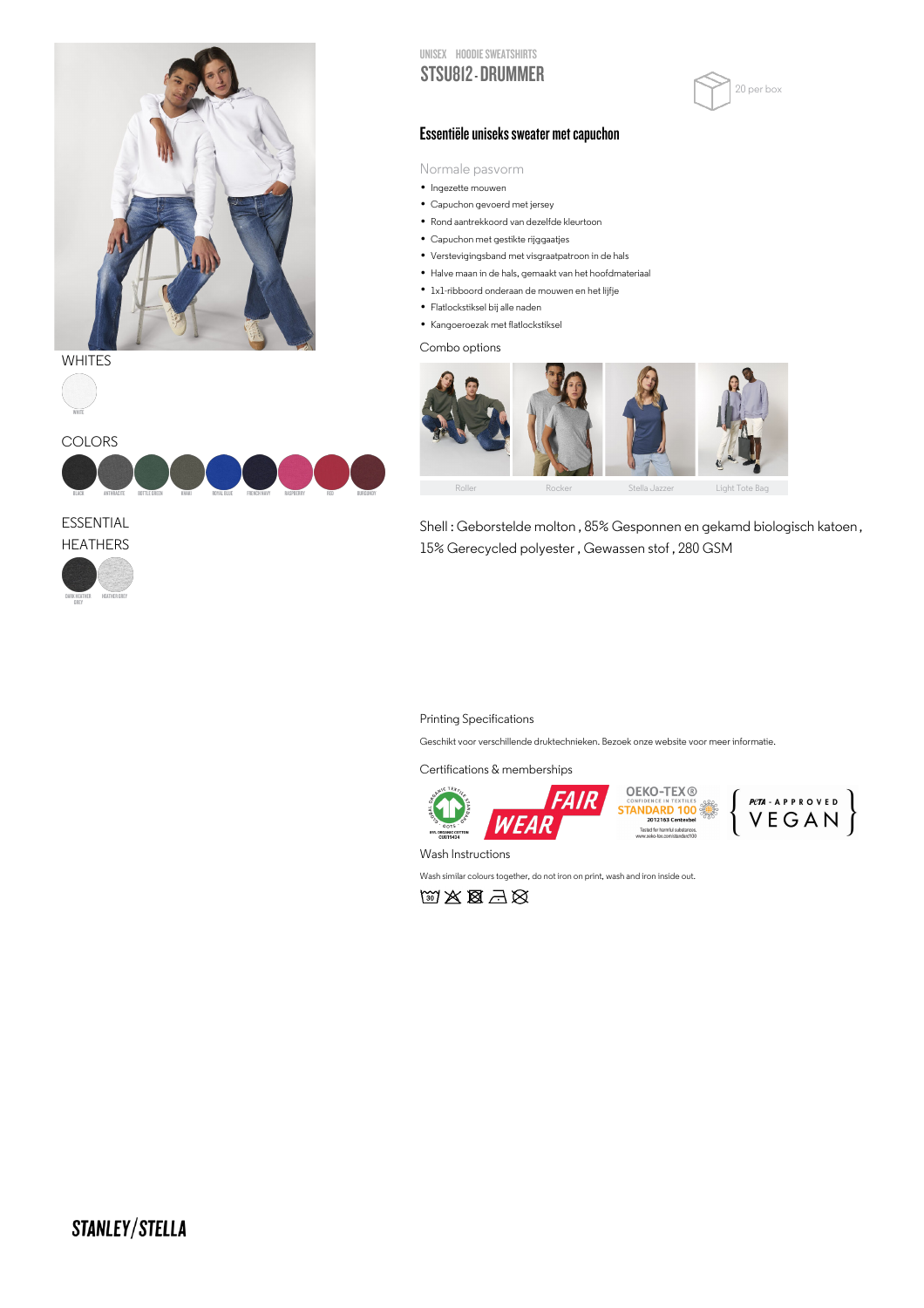UNISEX HOODIE SWEATSHIRTS

# STSU812 - DRUMMER

20 per box

## Essentiële uniseks sweater met capuchon

Normale pasvorm

- Ingezette mouwen
- Capuchon gevoerd met jersey
- Rond aantrekkoord van dezelfde kleurtoon
- Capuchon met gestikte rijggaatjes
- Verstevigingsband met visgraatpatroon in de hals
- Halve maan in de hals, gemaakt van het hoofdmateriaal
- 1x1-ribboord onderaan de mouwen en het lijfje
- Flatlockstiksel bij alle naden
- Kangoeroezak met flatlockstiksel

Combo options

Roller | Rocker | Stella Jazzer | Light Tote Bag

WHITES

WHITE

COLORS

BLACK, ANTHRACITE, BOTTLE GREEN, KHAKI, ROYAL BLUE, FRENCH NAVY, RASPBERRY, RED, BURGUNDY

ESSENTIAL HEATHERS

DARK HEATHER GREY, HEATHER GREY

Shell : Geborstelde molton , 85% Gesponnen en gekamd biologisch katoen , 15% Gerecycled polyester , Gewassen stof , 280 GSM

Printing Specifications

Geschikt voor verschillende druktechnieken. Bezoek onze website voor meer informatie.

Certifications & memberships

GOTS | FAIR WEAR | OEKO-TEX® STANDARD 100 | PETA-APPROVED VEGAN

Wash Instructions

Wash similar colours together, do not iron on print, wash and iron inside out.

STANLEY/STELLA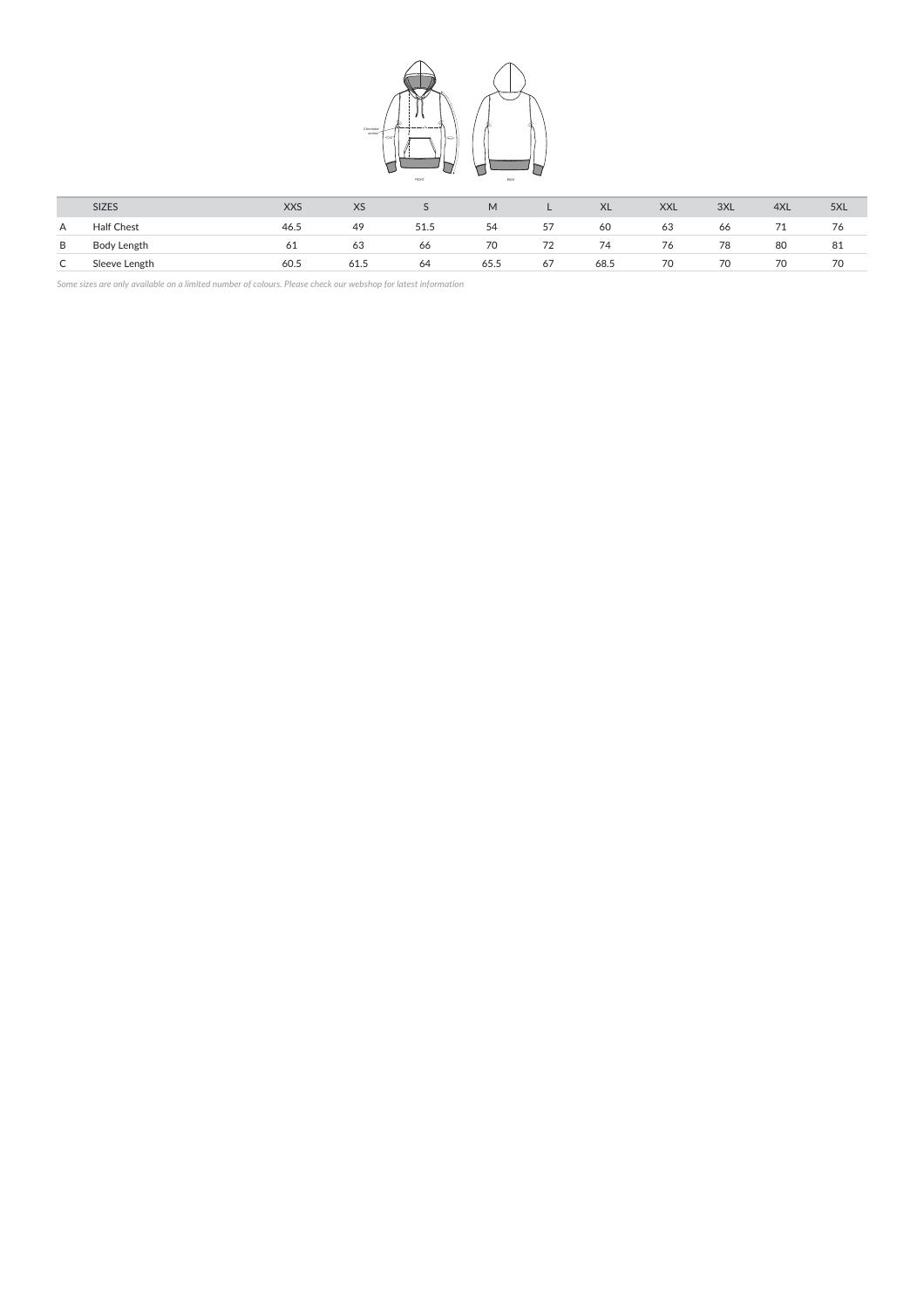| | SIZES | XXS | XS | S | M | L | XL | XXL | 3XL | 4XL | 5XL |
|---|---|---|---|---|---|---|---|---|---|---|---|
| A | Half Chest | 46.5 | 49 | 51.5 | 54 | 57 | 60 | 63 | 66 | 71 | 76 |
| B | Body Length | 61 | 63 | 66 | 70 | 72 | 74 | 76 | 78 | 80 | 81 |
| C | Sleeve Length | 60.5 | 61.5 | 64 | 65.5 | 67 | 68.5 | 70 | 70 | 70 | 70 |

*Some sizes are only available on a limited number of colours. Please check our webshop for latest information*